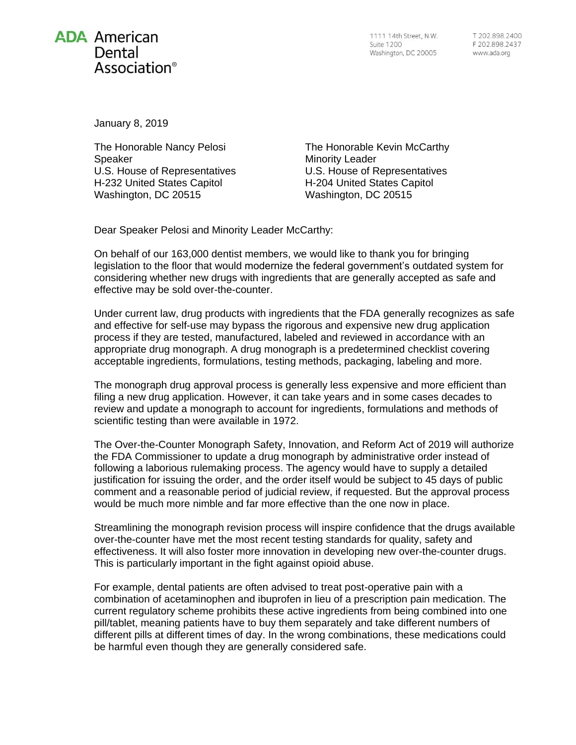**ADA** American Dental Association®

1111 14th Street, N.W.
Suite 1200
Washington, DC 20005

T 202.898.2400
F 202.898.2437
www.ada.org

January 8, 2019

The Honorable Nancy Pelosi
Speaker
U.S. House of Representatives
H-232 United States Capitol
Washington, DC 20515

The Honorable Kevin McCarthy
Minority Leader
U.S. House of Representatives
H-204 United States Capitol
Washington, DC 20515

Dear Speaker Pelosi and Minority Leader McCarthy:

On behalf of our 163,000 dentist members, we would like to thank you for bringing legislation to the floor that would modernize the federal government's outdated system for considering whether new drugs with ingredients that are generally accepted as safe and effective may be sold over-the-counter.

Under current law, drug products with ingredients that the FDA generally recognizes as safe and effective for self-use may bypass the rigorous and expensive new drug application process if they are tested, manufactured, labeled and reviewed in accordance with an appropriate drug monograph. A drug monograph is a predetermined checklist covering acceptable ingredients, formulations, testing methods, packaging, labeling and more.

The monograph drug approval process is generally less expensive and more efficient than filing a new drug application. However, it can take years and in some cases decades to review and update a monograph to account for ingredients, formulations and methods of scientific testing than were available in 1972.

The Over-the-Counter Monograph Safety, Innovation, and Reform Act of 2019 will authorize the FDA Commissioner to update a drug monograph by administrative order instead of following a laborious rulemaking process. The agency would have to supply a detailed justification for issuing the order, and the order itself would be subject to 45 days of public comment and a reasonable period of judicial review, if requested. But the approval process would be much more nimble and far more effective than the one now in place.

Streamlining the monograph revision process will inspire confidence that the drugs available over-the-counter have met the most recent testing standards for quality, safety and effectiveness. It will also foster more innovation in developing new over-the-counter drugs. This is particularly important in the fight against opioid abuse.

For example, dental patients are often advised to treat post-operative pain with a combination of acetaminophen and ibuprofen in lieu of a prescription pain medication. The current regulatory scheme prohibits these active ingredients from being combined into one pill/tablet, meaning patients have to buy them separately and take different numbers of different pills at different times of day. In the wrong combinations, these medications could be harmful even though they are generally considered safe.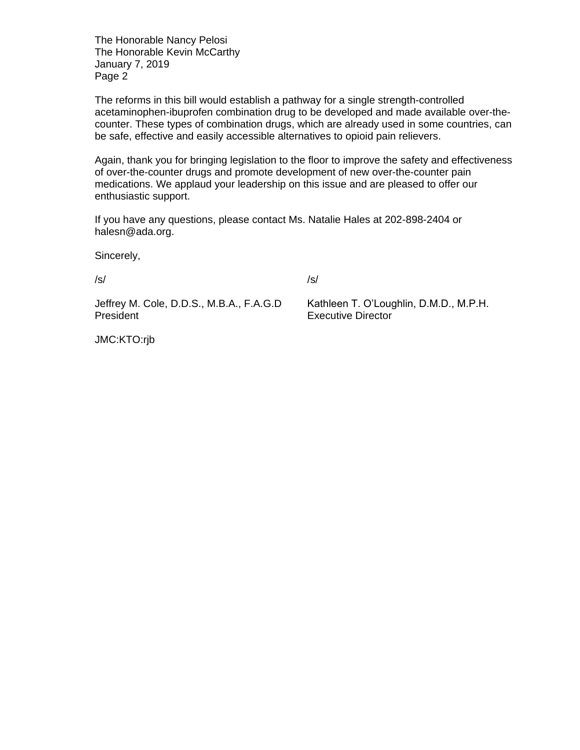The reforms in this bill would establish a pathway for a single strength-controlled acetaminophen-ibuprofen combination drug to be developed and made available over-the-counter. These types of combination drugs, which are already used in some countries, can be safe, effective and easily accessible alternatives to opioid pain relievers.

Again, thank you for bringing legislation to the floor to improve the safety and effectiveness of over-the-counter drugs and promote development of new over-the-counter pain medications. We applaud your leadership on this issue and are pleased to offer our enthusiastic support.

If you have any questions, please contact Ms. Natalie Hales at 202-898-2404 or halesn@ada.org.

Sincerely,

/s/

Jeffrey M. Cole, D.D.S., M.B.A., F.A.G.D
President

/s/

Kathleen T. O'Loughlin, D.M.D., M.P.H.
Executive Director

JMC:KTO:rjb